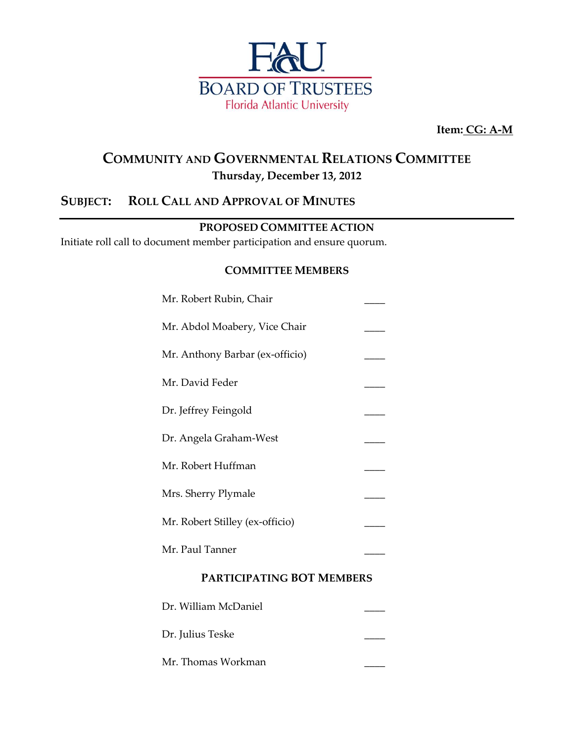FAU BOARD OF TRUSTEES
Florida Atlantic University

**Item: CG: A-M**

# COMMUNITY AND GOVERNMENTAL RELATIONS COMMITTEE

**Thursday, December 13, 2012**

## SUBJECT: ROLL CALL AND APPROVAL OF MINUTES

---

**PROPOSED COMMITTEE ACTION**

Initiate roll call to document member participation and ensure quorum.

**COMMITTEE MEMBERS**

Mr. Robert Rubin, Chair ____

Mr. Abdol Moabery, Vice Chair ____

Mr. Anthony Barbar (ex-officio) ____

Mr. David Feder ____

Dr. Jeffrey Feingold ____

Dr. Angela Graham-West ____

Mr. Robert Huffman ____

Mrs. Sherry Plymale ____

Mr. Robert Stilley (ex-officio) ____

Mr. Paul Tanner ____

**PARTICIPATING BOT MEMBERS**

Dr. William McDaniel ____

Dr. Julius Teske ____

Mr. Thomas Workman ____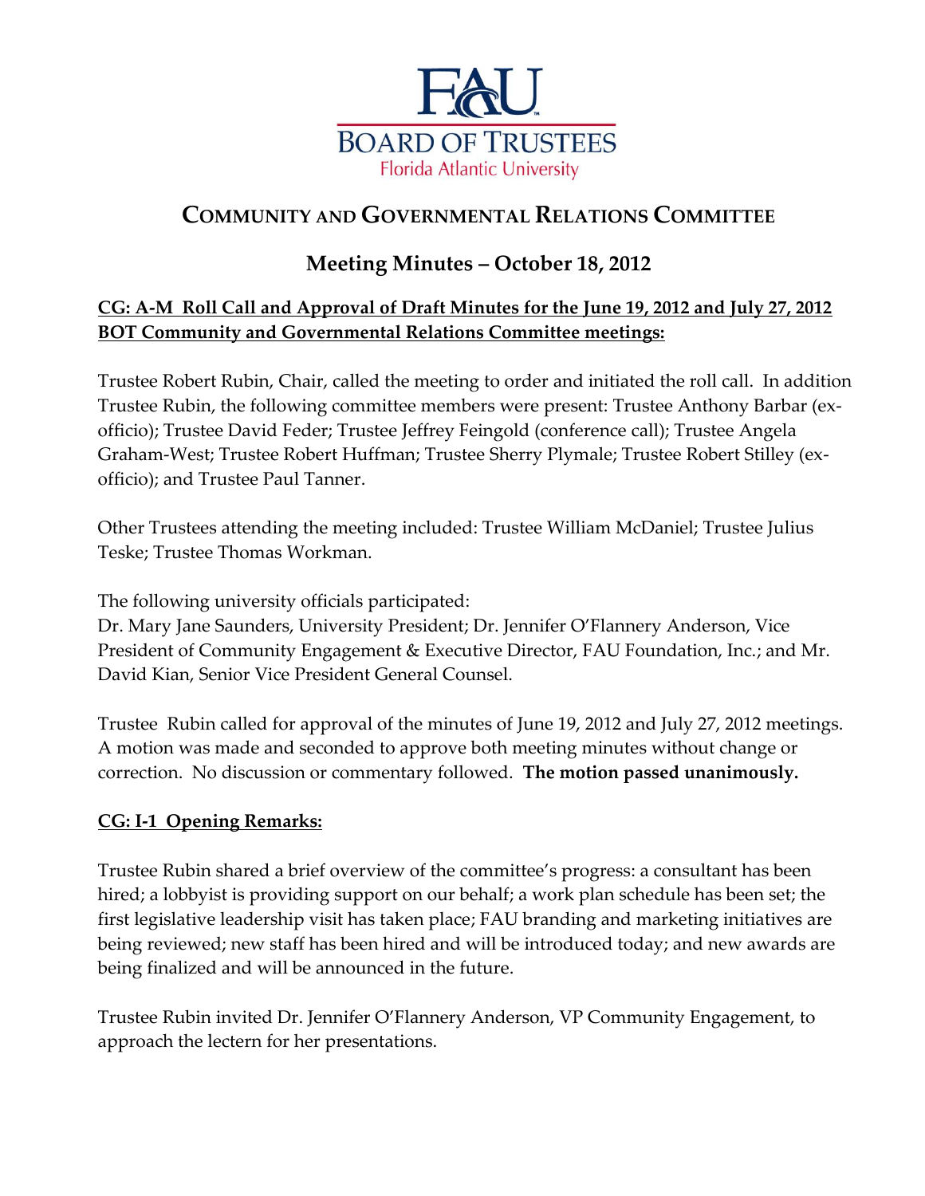# COMMUNITY AND GOVERNMENTAL RELATIONS COMMITTEE

## Meeting Minutes – October 18, 2012

**CG: A-M Roll Call and Approval of Draft Minutes for the June 19, 2012 and July 27, 2012 BOT Community and Governmental Relations Committee meetings:**

Trustee Robert Rubin, Chair, called the meeting to order and initiated the roll call. In addition Trustee Rubin, the following committee members were present: Trustee Anthony Barbar (ex-officio); Trustee David Feder; Trustee Jeffrey Feingold (conference call); Trustee Angela Graham-West; Trustee Robert Huffman; Trustee Sherry Plymale; Trustee Robert Stilley (ex-officio); and Trustee Paul Tanner.

Other Trustees attending the meeting included: Trustee William McDaniel; Trustee Julius Teske; Trustee Thomas Workman.

The following university officials participated:
Dr. Mary Jane Saunders, University President; Dr. Jennifer O'Flannery Anderson, Vice President of Community Engagement & Executive Director, FAU Foundation, Inc.; and Mr. David Kian, Senior Vice President General Counsel.

Trustee Rubin called for approval of the minutes of June 19, 2012 and July 27, 2012 meetings. A motion was made and seconded to approve both meeting minutes without change or correction. No discussion or commentary followed. **The motion passed unanimously.**

**CG: I-1 Opening Remarks:**

Trustee Rubin shared a brief overview of the committee's progress: a consultant has been hired; a lobbyist is providing support on our behalf; a work plan schedule has been set; the first legislative leadership visit has taken place; FAU branding and marketing initiatives are being reviewed; new staff has been hired and will be introduced today; and new awards are being finalized and will be announced in the future.

Trustee Rubin invited Dr. Jennifer O'Flannery Anderson, VP Community Engagement, to approach the lectern for her presentations.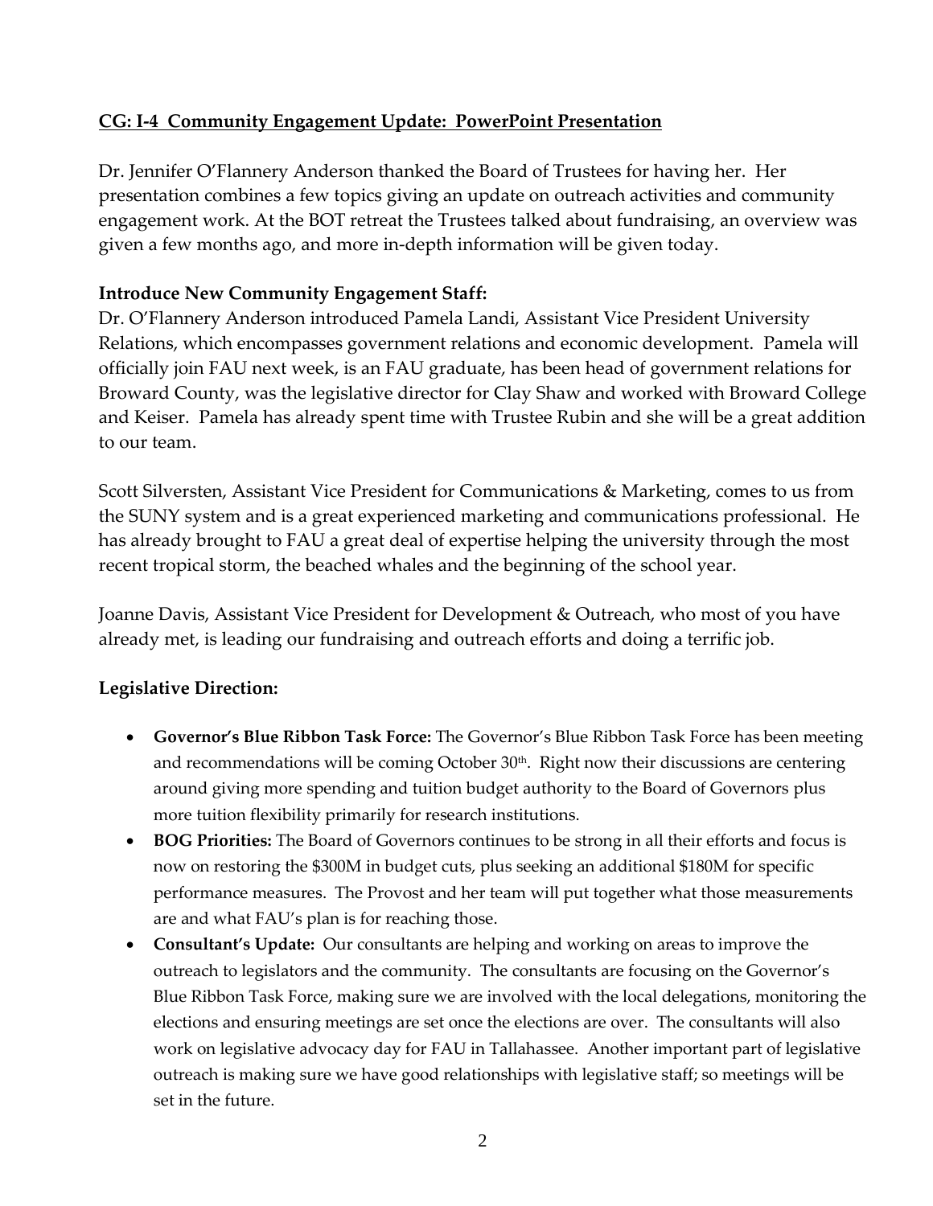**CG: I-4 Community Engagement Update: PowerPoint Presentation**

Dr. Jennifer O'Flannery Anderson thanked the Board of Trustees for having her. Her presentation combines a few topics giving an update on outreach activities and community engagement work. At the BOT retreat the Trustees talked about fundraising, an overview was given a few months ago, and more in-depth information will be given today.

**Introduce New Community Engagement Staff:**
Dr. O'Flannery Anderson introduced Pamela Landi, Assistant Vice President University Relations, which encompasses government relations and economic development. Pamela will officially join FAU next week, is an FAU graduate, has been head of government relations for Broward County, was the legislative director for Clay Shaw and worked with Broward College and Keiser. Pamela has already spent time with Trustee Rubin and she will be a great addition to our team.

Scott Silversten, Assistant Vice President for Communications & Marketing, comes to us from the SUNY system and is a great experienced marketing and communications professional. He has already brought to FAU a great deal of expertise helping the university through the most recent tropical storm, the beached whales and the beginning of the school year.

Joanne Davis, Assistant Vice President for Development & Outreach, who most of you have already met, is leading our fundraising and outreach efforts and doing a terrific job.

**Legislative Direction:**

- **Governor's Blue Ribbon Task Force:** The Governor's Blue Ribbon Task Force has been meeting and recommendations will be coming October 30th. Right now their discussions are centering around giving more spending and tuition budget authority to the Board of Governors plus more tuition flexibility primarily for research institutions.
- **BOG Priorities:** The Board of Governors continues to be strong in all their efforts and focus is now on restoring the $300M in budget cuts, plus seeking an additional $180M for specific performance measures. The Provost and her team will put together what those measurements are and what FAU's plan is for reaching those.
- **Consultant's Update:** Our consultants are helping and working on areas to improve the outreach to legislators and the community. The consultants are focusing on the Governor's Blue Ribbon Task Force, making sure we are involved with the local delegations, monitoring the elections and ensuring meetings are set once the elections are over. The consultants will also work on legislative advocacy day for FAU in Tallahassee. Another important part of legislative outreach is making sure we have good relationships with legislative staff; so meetings will be set in the future.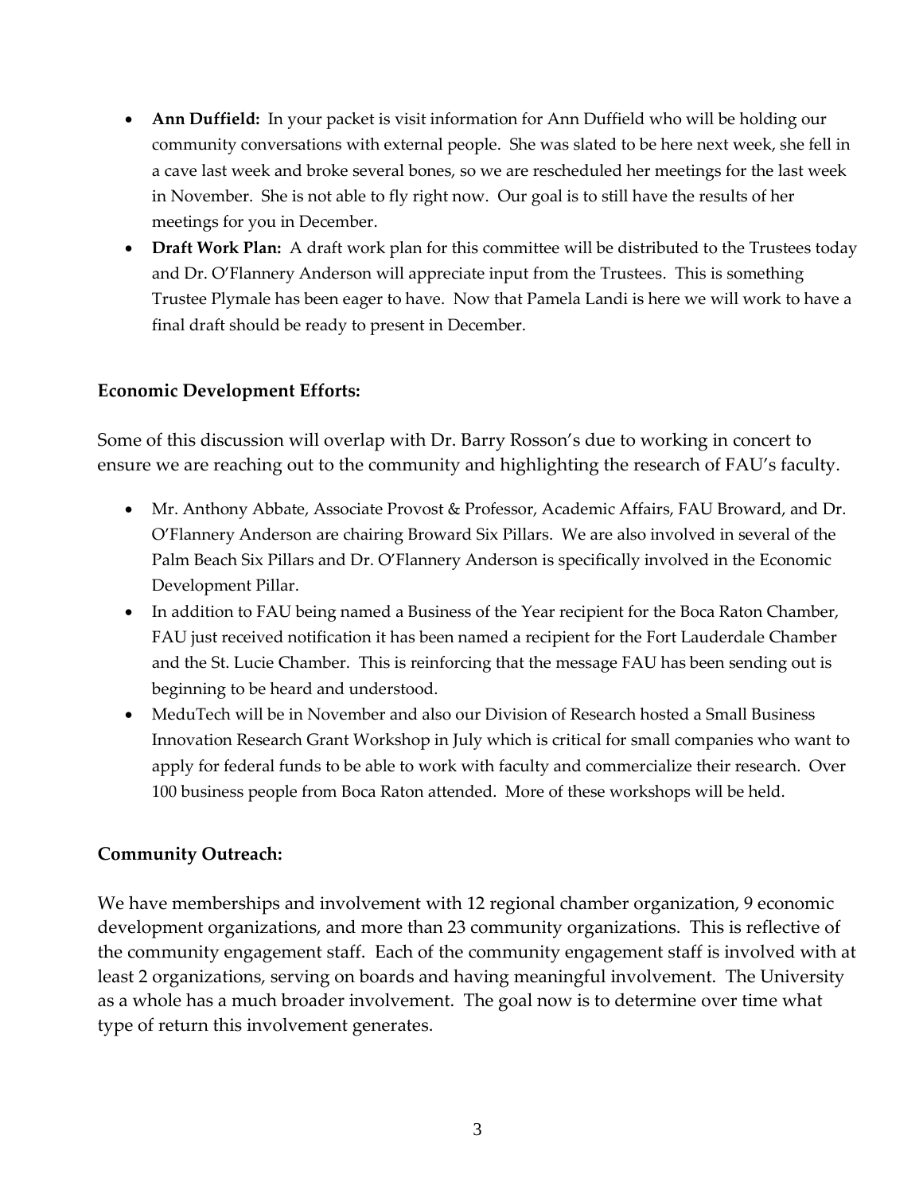- **Ann Duffield:** In your packet is visit information for Ann Duffield who will be holding our community conversations with external people. She was slated to be here next week, she fell in a cave last week and broke several bones, so we are rescheduled her meetings for the last week in November. She is not able to fly right now. Our goal is to still have the results of her meetings for you in December.
- **Draft Work Plan:** A draft work plan for this committee will be distributed to the Trustees today and Dr. O'Flannery Anderson will appreciate input from the Trustees. This is something Trustee Plymale has been eager to have. Now that Pamela Landi is here we will work to have a final draft should be ready to present in December.

**Economic Development Efforts:**

Some of this discussion will overlap with Dr. Barry Rosson's due to working in concert to ensure we are reaching out to the community and highlighting the research of FAU's faculty.

- Mr. Anthony Abbate, Associate Provost & Professor, Academic Affairs, FAU Broward, and Dr. O'Flannery Anderson are chairing Broward Six Pillars. We are also involved in several of the Palm Beach Six Pillars and Dr. O'Flannery Anderson is specifically involved in the Economic Development Pillar.
- In addition to FAU being named a Business of the Year recipient for the Boca Raton Chamber, FAU just received notification it has been named a recipient for the Fort Lauderdale Chamber and the St. Lucie Chamber. This is reinforcing that the message FAU has been sending out is beginning to be heard and understood.
- MeduTech will be in November and also our Division of Research hosted a Small Business Innovation Research Grant Workshop in July which is critical for small companies who want to apply for federal funds to be able to work with faculty and commercialize their research. Over 100 business people from Boca Raton attended. More of these workshops will be held.

**Community Outreach:**

We have memberships and involvement with 12 regional chamber organization, 9 economic development organizations, and more than 23 community organizations. This is reflective of the community engagement staff. Each of the community engagement staff is involved with at least 2 organizations, serving on boards and having meaningful involvement. The University as a whole has a much broader involvement. The goal now is to determine over time what type of return this involvement generates.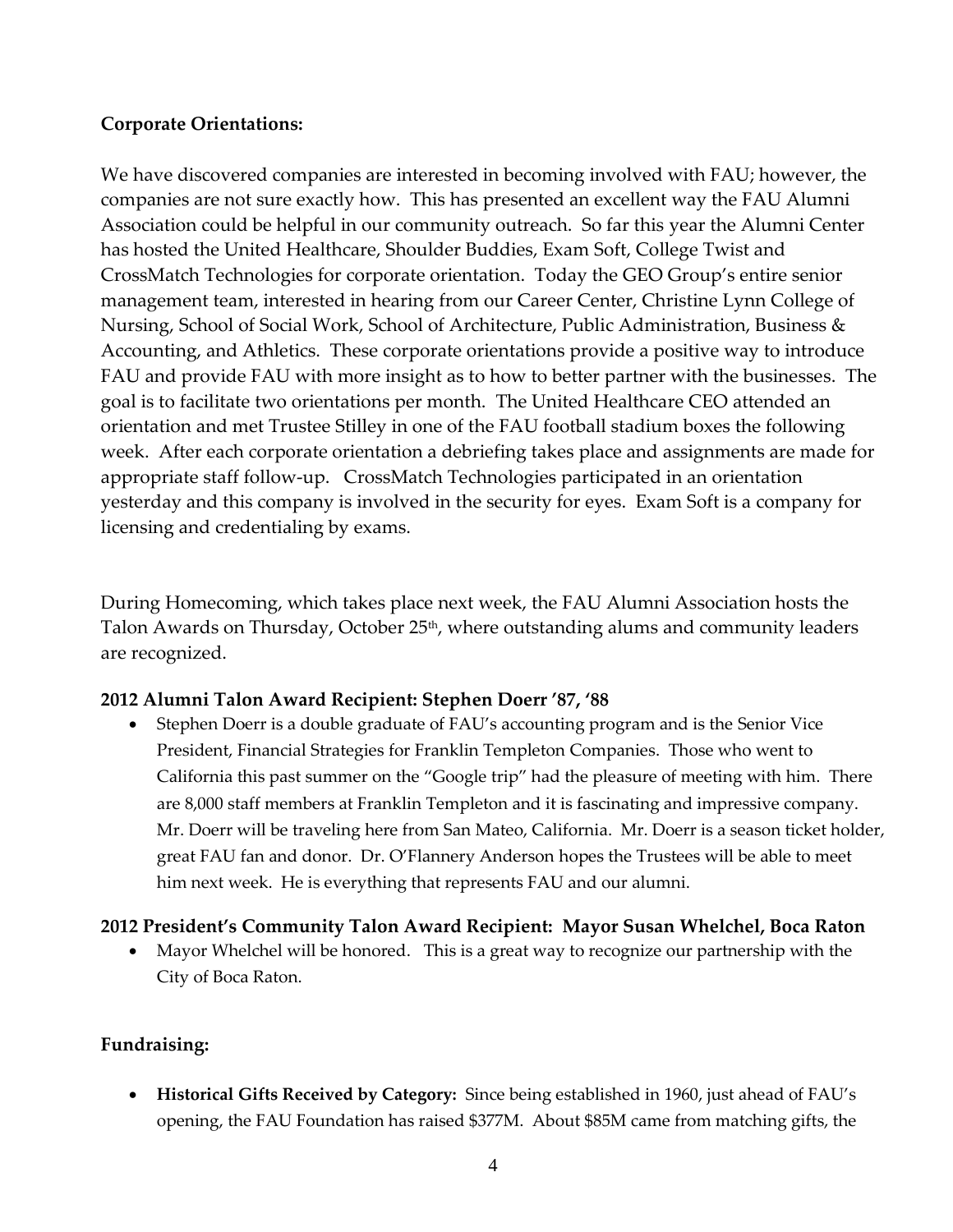**Corporate Orientations:**

We have discovered companies are interested in becoming involved with FAU; however, the companies are not sure exactly how. This has presented an excellent way the FAU Alumni Association could be helpful in our community outreach. So far this year the Alumni Center has hosted the United Healthcare, Shoulder Buddies, Exam Soft, College Twist and CrossMatch Technologies for corporate orientation. Today the GEO Group's entire senior management team, interested in hearing from our Career Center, Christine Lynn College of Nursing, School of Social Work, School of Architecture, Public Administration, Business & Accounting, and Athletics. These corporate orientations provide a positive way to introduce FAU and provide FAU with more insight as to how to better partner with the businesses. The goal is to facilitate two orientations per month. The United Healthcare CEO attended an orientation and met Trustee Stilley in one of the FAU football stadium boxes the following week. After each corporate orientation a debriefing takes place and assignments are made for appropriate staff follow-up. CrossMatch Technologies participated in an orientation yesterday and this company is involved in the security for eyes. Exam Soft is a company for licensing and credentialing by exams.

During Homecoming, which takes place next week, the FAU Alumni Association hosts the Talon Awards on Thursday, October 25th, where outstanding alums and community leaders are recognized.

**2012 Alumni Talon Award Recipient: Stephen Doerr '87, '88**

- Stephen Doerr is a double graduate of FAU's accounting program and is the Senior Vice President, Financial Strategies for Franklin Templeton Companies. Those who went to California this past summer on the "Google trip" had the pleasure of meeting with him. There are 8,000 staff members at Franklin Templeton and it is fascinating and impressive company. Mr. Doerr will be traveling here from San Mateo, California. Mr. Doerr is a season ticket holder, great FAU fan and donor. Dr. O'Flannery Anderson hopes the Trustees will be able to meet him next week. He is everything that represents FAU and our alumni.

**2012 President's Community Talon Award Recipient: Mayor Susan Whelchel, Boca Raton**

- Mayor Whelchel will be honored. This is a great way to recognize our partnership with the City of Boca Raton.

**Fundraising:**

- **Historical Gifts Received by Category:** Since being established in 1960, just ahead of FAU's opening, the FAU Foundation has raised $377M. About $85M came from matching gifts, the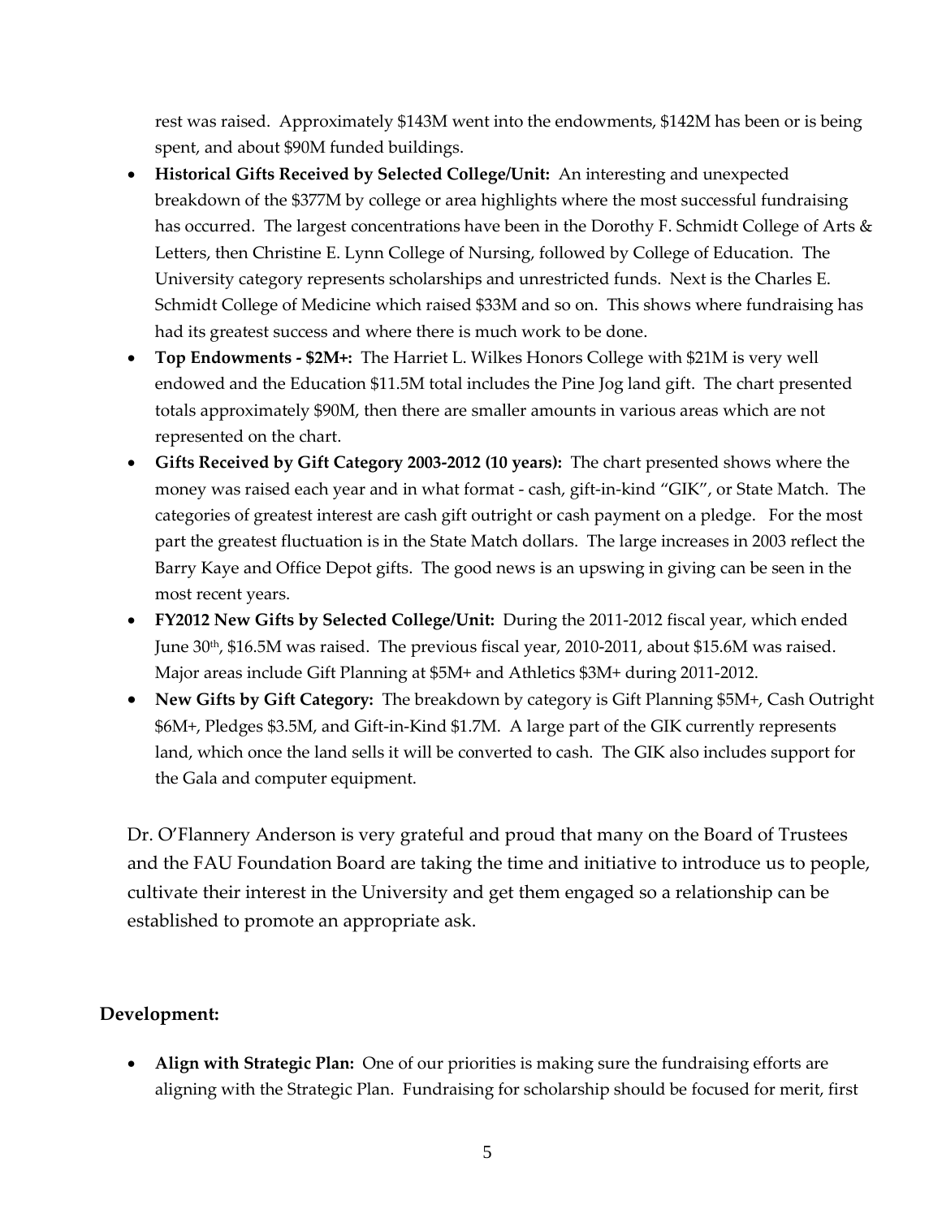rest was raised. Approximately $143M went into the endowments, $142M has been or is being spent, and about $90M funded buildings.

- **Historical Gifts Received by Selected College/Unit:** An interesting and unexpected breakdown of the $377M by college or area highlights where the most successful fundraising has occurred. The largest concentrations have been in the Dorothy F. Schmidt College of Arts & Letters, then Christine E. Lynn College of Nursing, followed by College of Education. The University category represents scholarships and unrestricted funds. Next is the Charles E. Schmidt College of Medicine which raised $33M and so on. This shows where fundraising has had its greatest success and where there is much work to be done.
- **Top Endowments - $2M+:** The Harriet L. Wilkes Honors College with $21M is very well endowed and the Education $11.5M total includes the Pine Jog land gift. The chart presented totals approximately $90M, then there are smaller amounts in various areas which are not represented on the chart.
- **Gifts Received by Gift Category 2003-2012 (10 years):** The chart presented shows where the money was raised each year and in what format - cash, gift-in-kind "GIK", or State Match. The categories of greatest interest are cash gift outright or cash payment on a pledge. For the most part the greatest fluctuation is in the State Match dollars. The large increases in 2003 reflect the Barry Kaye and Office Depot gifts. The good news is an upswing in giving can be seen in the most recent years.
- **FY2012 New Gifts by Selected College/Unit:** During the 2011-2012 fiscal year, which ended June 30th, $16.5M was raised. The previous fiscal year, 2010-2011, about $15.6M was raised. Major areas include Gift Planning at $5M+ and Athletics $3M+ during 2011-2012.
- **New Gifts by Gift Category:** The breakdown by category is Gift Planning $5M+, Cash Outright $6M+, Pledges $3.5M, and Gift-in-Kind $1.7M. A large part of the GIK currently represents land, which once the land sells it will be converted to cash. The GIK also includes support for the Gala and computer equipment.

Dr. O'Flannery Anderson is very grateful and proud that many on the Board of Trustees and the FAU Foundation Board are taking the time and initiative to introduce us to people, cultivate their interest in the University and get them engaged so a relationship can be established to promote an appropriate ask.

**Development:**

- **Align with Strategic Plan:** One of our priorities is making sure the fundraising efforts are aligning with the Strategic Plan. Fundraising for scholarship should be focused for merit, first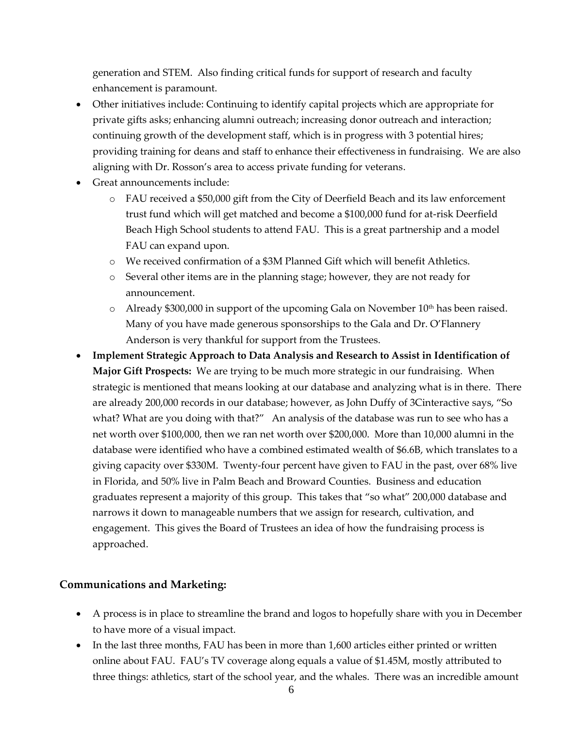generation and STEM. Also finding critical funds for support of research and faculty enhancement is paramount.

- Other initiatives include: Continuing to identify capital projects which are appropriate for private gifts asks; enhancing alumni outreach; increasing donor outreach and interaction; continuing growth of the development staff, which is in progress with 3 potential hires; providing training for deans and staff to enhance their effectiveness in fundraising. We are also aligning with Dr. Rosson's area to access private funding for veterans.
- Great announcements include:
  - FAU received a $50,000 gift from the City of Deerfield Beach and its law enforcement trust fund which will get matched and become a $100,000 fund for at-risk Deerfield Beach High School students to attend FAU. This is a great partnership and a model FAU can expand upon.
  - We received confirmation of a $3M Planned Gift which will benefit Athletics.
  - Several other items are in the planning stage; however, they are not ready for announcement.
  - Already $300,000 in support of the upcoming Gala on November 10th has been raised. Many of you have made generous sponsorships to the Gala and Dr. O'Flannery Anderson is very thankful for support from the Trustees.
- **Implement Strategic Approach to Data Analysis and Research to Assist in Identification of Major Gift Prospects:** We are trying to be much more strategic in our fundraising. When strategic is mentioned that means looking at our database and analyzing what is in there. There are already 200,000 records in our database; however, as John Duffy of 3Cinteractive says, "So what? What are you doing with that?" An analysis of the database was run to see who has a net worth over $100,000, then we ran net worth over $200,000. More than 10,000 alumni in the database were identified who have a combined estimated wealth of $6.6B, which translates to a giving capacity over $330M. Twenty-four percent have given to FAU in the past, over 68% live in Florida, and 50% live in Palm Beach and Broward Counties. Business and education graduates represent a majority of this group. This takes that "so what" 200,000 database and narrows it down to manageable numbers that we assign for research, cultivation, and engagement. This gives the Board of Trustees an idea of how the fundraising process is approached.

## Communications and Marketing:

- A process is in place to streamline the brand and logos to hopefully share with you in December to have more of a visual impact.
- In the last three months, FAU has been in more than 1,600 articles either printed or written online about FAU. FAU's TV coverage along equals a value of $1.45M, mostly attributed to three things: athletics, start of the school year, and the whales. There was an incredible amount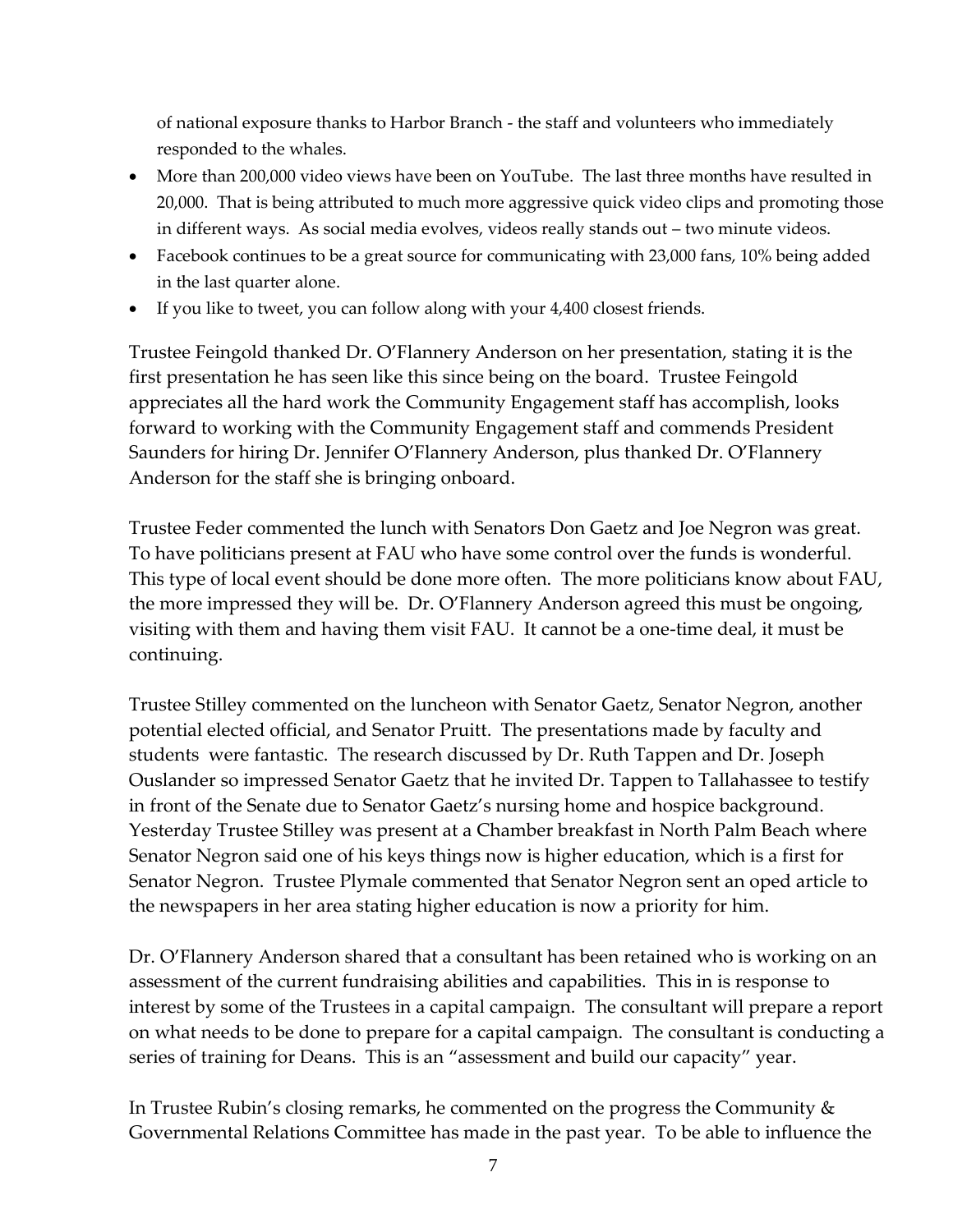of national exposure thanks to Harbor Branch - the staff and volunteers who immediately responded to the whales.

- More than 200,000 video views have been on YouTube. The last three months have resulted in 20,000. That is being attributed to much more aggressive quick video clips and promoting those in different ways. As social media evolves, videos really stands out – two minute videos.
- Facebook continues to be a great source for communicating with 23,000 fans, 10% being added in the last quarter alone.
- If you like to tweet, you can follow along with your 4,400 closest friends.

Trustee Feingold thanked Dr. O'Flannery Anderson on her presentation, stating it is the first presentation he has seen like this since being on the board. Trustee Feingold appreciates all the hard work the Community Engagement staff has accomplish, looks forward to working with the Community Engagement staff and commends President Saunders for hiring Dr. Jennifer O'Flannery Anderson, plus thanked Dr. O'Flannery Anderson for the staff she is bringing onboard.

Trustee Feder commented the lunch with Senators Don Gaetz and Joe Negron was great. To have politicians present at FAU who have some control over the funds is wonderful. This type of local event should be done more often. The more politicians know about FAU, the more impressed they will be. Dr. O'Flannery Anderson agreed this must be ongoing, visiting with them and having them visit FAU. It cannot be a one-time deal, it must be continuing.

Trustee Stilley commented on the luncheon with Senator Gaetz, Senator Negron, another potential elected official, and Senator Pruitt. The presentations made by faculty and students were fantastic. The research discussed by Dr. Ruth Tappen and Dr. Joseph Ouslander so impressed Senator Gaetz that he invited Dr. Tappen to Tallahassee to testify in front of the Senate due to Senator Gaetz's nursing home and hospice background. Yesterday Trustee Stilley was present at a Chamber breakfast in North Palm Beach where Senator Negron said one of his keys things now is higher education, which is a first for Senator Negron. Trustee Plymale commented that Senator Negron sent an oped article to the newspapers in her area stating higher education is now a priority for him.

Dr. O'Flannery Anderson shared that a consultant has been retained who is working on an assessment of the current fundraising abilities and capabilities. This in is response to interest by some of the Trustees in a capital campaign. The consultant will prepare a report on what needs to be done to prepare for a capital campaign. The consultant is conducting a series of training for Deans. This is an "assessment and build our capacity" year.

In Trustee Rubin's closing remarks, he commented on the progress the Community & Governmental Relations Committee has made in the past year. To be able to influence the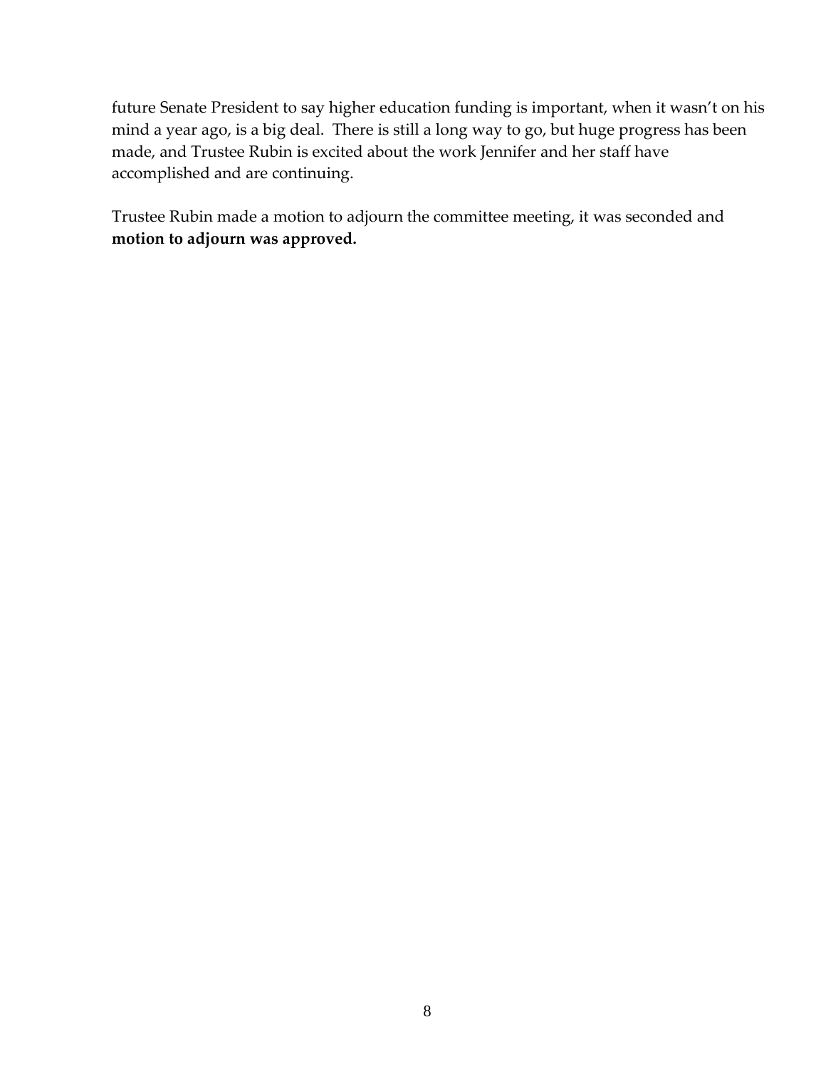future Senate President to say higher education funding is important, when it wasn't on his mind a year ago, is a big deal. There is still a long way to go, but huge progress has been made, and Trustee Rubin is excited about the work Jennifer and her staff have accomplished and are continuing.

Trustee Rubin made a motion to adjourn the committee meeting, it was seconded and **motion to adjourn was approved.**